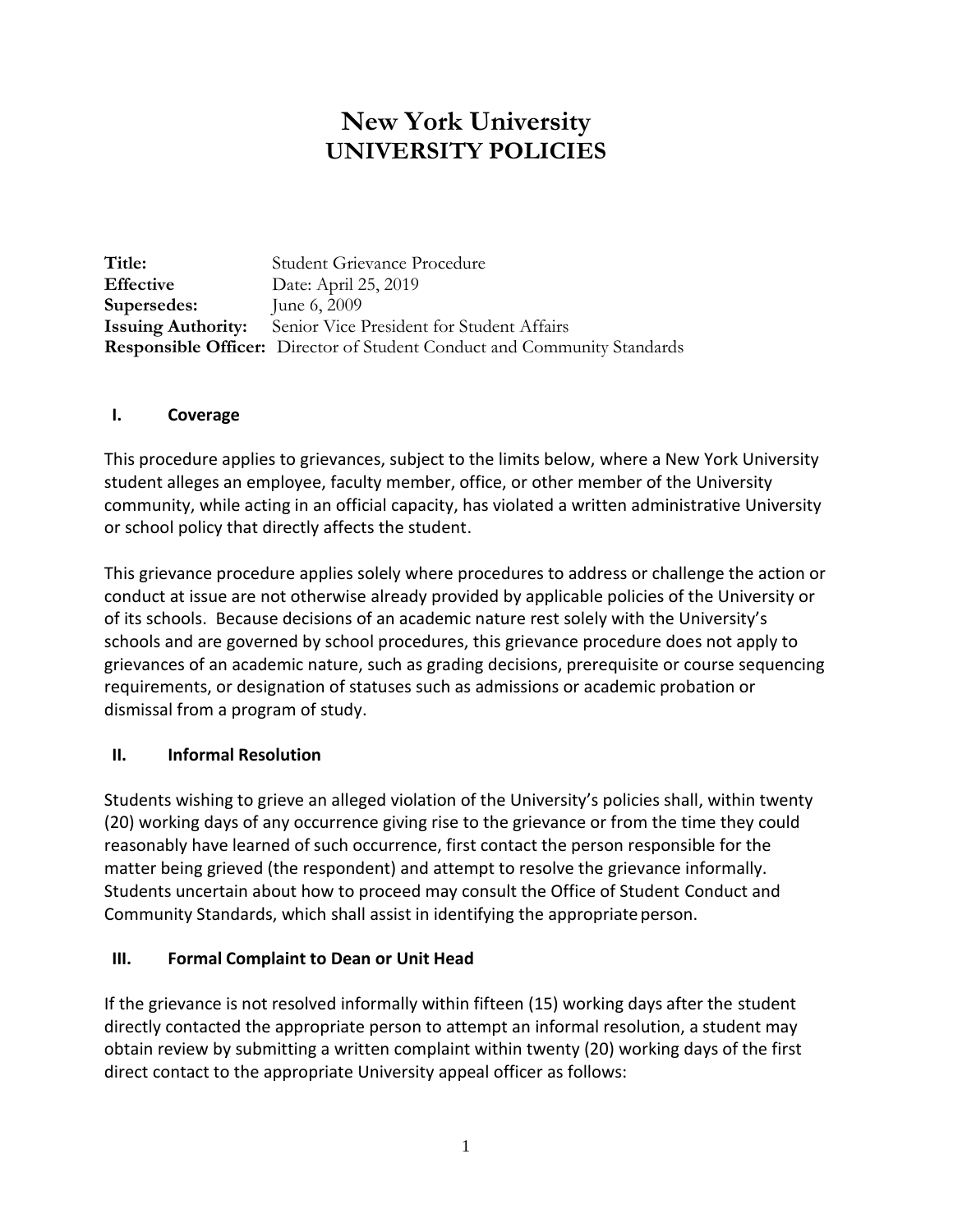# New York University
# UNIVERSITY POLICIES

**Title:** Student Grievance Procedure
**Effective** Date: April 25, 2019
**Supersedes:** June 6, 2009
**Issuing Authority:** Senior Vice President for Student Affairs
**Responsible Officer:** Director of Student Conduct and Community Standards

## I. Coverage

This procedure applies to grievances, subject to the limits below, where a New York University student alleges an employee, faculty member, office, or other member of the University community, while acting in an official capacity, has violated a written administrative University or school policy that directly affects the student.

This grievance procedure applies solely where procedures to address or challenge the action or conduct at issue are not otherwise already provided by applicable policies of the University or of its schools. Because decisions of an academic nature rest solely with the University's schools and are governed by school procedures, this grievance procedure does not apply to grievances of an academic nature, such as grading decisions, prerequisite or course sequencing requirements, or designation of statuses such as admissions or academic probation or dismissal from a program of study.

## II. Informal Resolution

Students wishing to grieve an alleged violation of the University's policies shall, within twenty (20) working days of any occurrence giving rise to the grievance or from the time they could reasonably have learned of such occurrence, first contact the person responsible for the matter being grieved (the respondent) and attempt to resolve the grievance informally. Students uncertain about how to proceed may consult the Office of Student Conduct and Community Standards, which shall assist in identifying the appropriate person.

## III. Formal Complaint to Dean or Unit Head

If the grievance is not resolved informally within fifteen (15) working days after the student directly contacted the appropriate person to attempt an informal resolution, a student may obtain review by submitting a written complaint within twenty (20) working days of the first direct contact to the appropriate University appeal officer as follows: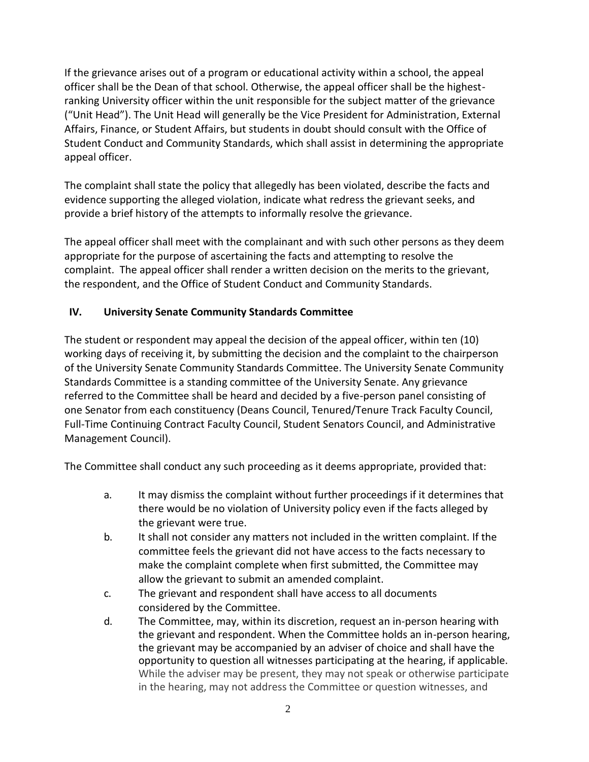If the grievance arises out of a program or educational activity within a school, the appeal officer shall be the Dean of that school. Otherwise, the appeal officer shall be the highest-ranking University officer within the unit responsible for the subject matter of the grievance ("Unit Head"). The Unit Head will generally be the Vice President for Administration, External Affairs, Finance, or Student Affairs, but students in doubt should consult with the Office of Student Conduct and Community Standards, which shall assist in determining the appropriate appeal officer.

The complaint shall state the policy that allegedly has been violated, describe the facts and evidence supporting the alleged violation, indicate what redress the grievant seeks, and provide a brief history of the attempts to informally resolve the grievance.

The appeal officer shall meet with the complainant and with such other persons as they deem appropriate for the purpose of ascertaining the facts and attempting to resolve the complaint. The appeal officer shall render a written decision on the merits to the grievant, the respondent, and the Office of Student Conduct and Community Standards.

## IV. University Senate Community Standards Committee

The student or respondent may appeal the decision of the appeal officer, within ten (10) working days of receiving it, by submitting the decision and the complaint to the chairperson of the University Senate Community Standards Committee. The University Senate Community Standards Committee is a standing committee of the University Senate. Any grievance referred to the Committee shall be heard and decided by a five-person panel consisting of one Senator from each constituency (Deans Council, Tenured/Tenure Track Faculty Council, Full-Time Continuing Contract Faculty Council, Student Senators Council, and Administrative Management Council).

The Committee shall conduct any such proceeding as it deems appropriate, provided that:

a. It may dismiss the complaint without further proceedings if it determines that there would be no violation of University policy even if the facts alleged by the grievant were true.

b. It shall not consider any matters not included in the written complaint. If the committee feels the grievant did not have access to the facts necessary to make the complaint complete when first submitted, the Committee may allow the grievant to submit an amended complaint.

c. The grievant and respondent shall have access to all documents considered by the Committee.

d. The Committee, may, within its discretion, request an in-person hearing with the grievant and respondent. When the Committee holds an in-person hearing, the grievant may be accompanied by an adviser of choice and shall have the opportunity to question all witnesses participating at the hearing, if applicable. While the adviser may be present, they may not speak or otherwise participate in the hearing, may not address the Committee or question witnesses, and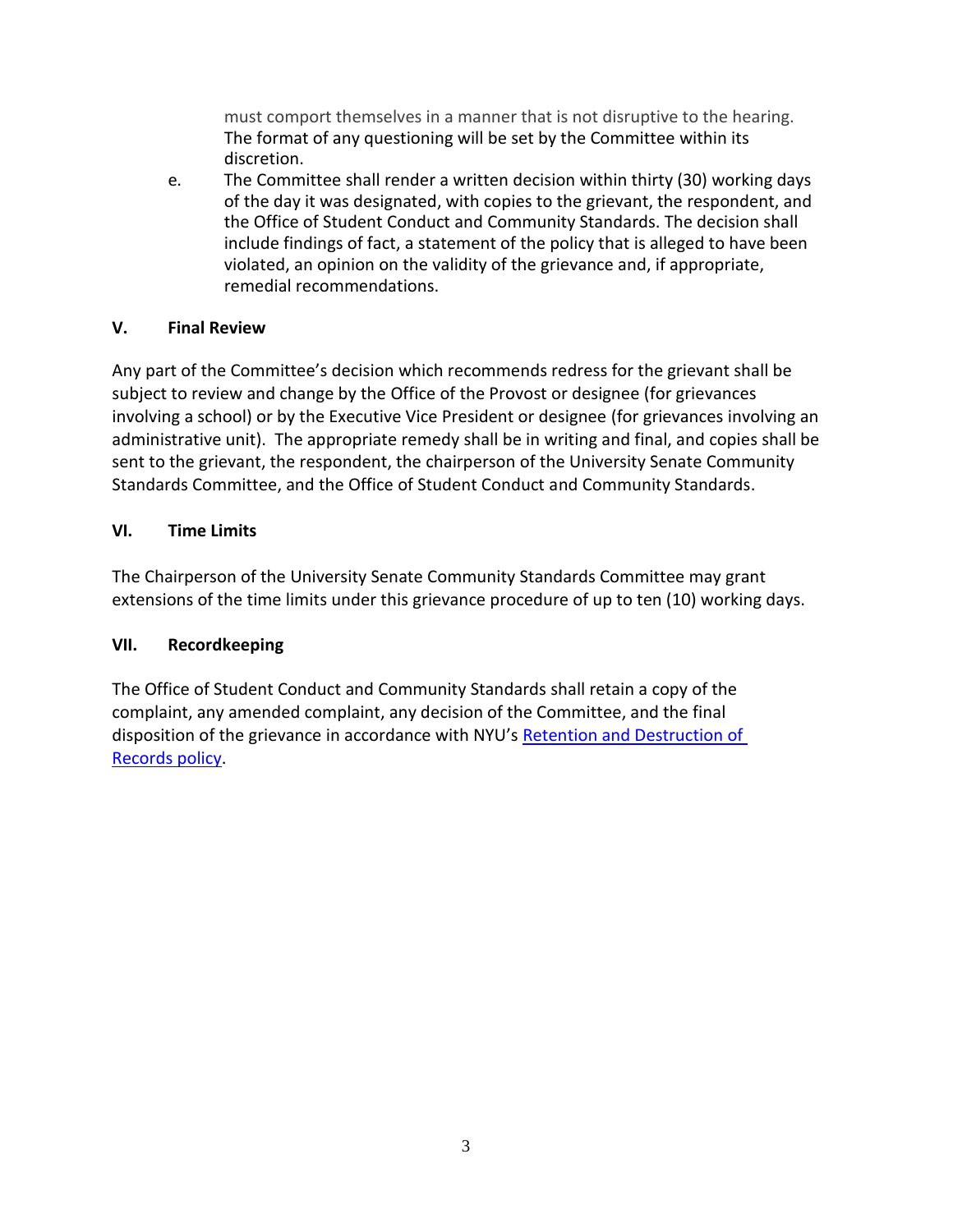must comport themselves in a manner that is not disruptive to the hearing. The format of any questioning will be set by the Committee within its discretion.

e. The Committee shall render a written decision within thirty (30) working days of the day it was designated, with copies to the grievant, the respondent, and the Office of Student Conduct and Community Standards. The decision shall include findings of fact, a statement of the policy that is alleged to have been violated, an opinion on the validity of the grievance and, if appropriate, remedial recommendations.

**V. Final Review**

Any part of the Committee's decision which recommends redress for the grievant shall be subject to review and change by the Office of the Provost or designee (for grievances involving a school) or by the Executive Vice President or designee (for grievances involving an administrative unit). The appropriate remedy shall be in writing and final, and copies shall be sent to the grievant, the respondent, the chairperson of the University Senate Community Standards Committee, and the Office of Student Conduct and Community Standards.

**VI. Time Limits**

The Chairperson of the University Senate Community Standards Committee may grant extensions of the time limits under this grievance procedure of up to ten (10) working days.

**VII. Recordkeeping**

The Office of Student Conduct and Community Standards shall retain a copy of the complaint, any amended complaint, any decision of the Committee, and the final disposition of the grievance in accordance with NYU's Retention and Destruction of Records policy.